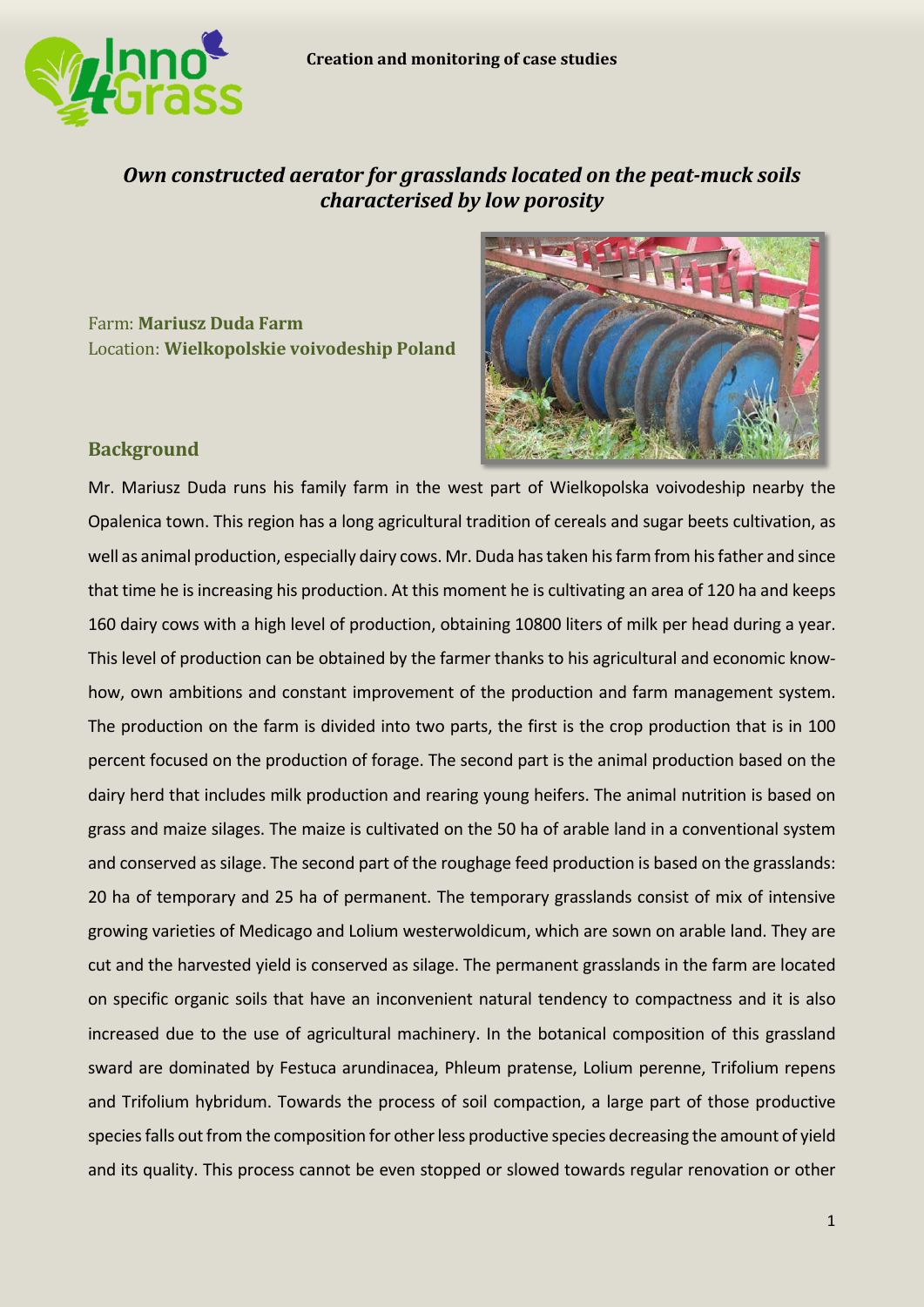# *Own constructed aerator for grasslands located on the peat-muck soils characterised by low porosity*

Farm: **Mariusz Duda Farm**
Location: **Wielkopolskie voivodeship Poland**

## Background

Mr. Mariusz Duda runs his family farm in the west part of Wielkopolska voivodeship nearby the Opalenica town. This region has a long agricultural tradition of cereals and sugar beets cultivation, as well as animal production, especially dairy cows. Mr. Duda has taken his farm from his father and since that time he is increasing his production. At this moment he is cultivating an area of 120 ha and keeps 160 dairy cows with a high level of production, obtaining 10800 liters of milk per head during a year. This level of production can be obtained by the farmer thanks to his agricultural and economic know-how, own ambitions and constant improvement of the production and farm management system. The production on the farm is divided into two parts, the first is the crop production that is in 100 percent focused on the production of forage. The second part is the animal production based on the dairy herd that includes milk production and rearing young heifers. The animal nutrition is based on grass and maize silages. The maize is cultivated on the 50 ha of arable land in a conventional system and conserved as silage. The second part of the roughage feed production is based on the grasslands: 20 ha of temporary and 25 ha of permanent. The temporary grasslands consist of mix of intensive growing varieties of Medicago and Lolium westerwoldicum, which are sown on arable land. They are cut and the harvested yield is conserved as silage. The permanent grasslands in the farm are located on specific organic soils that have an inconvenient natural tendency to compactness and it is also increased due to the use of agricultural machinery. In the botanical composition of this grassland sward are dominated by Festuca arundinacea, Phleum pratense, Lolium perenne, Trifolium repens and Trifolium hybridum. Towards the process of soil compaction, a large part of those productive species falls out from the composition for other less productive species decreasing the amount of yield and its quality. This process cannot be even stopped or slowed towards regular renovation or other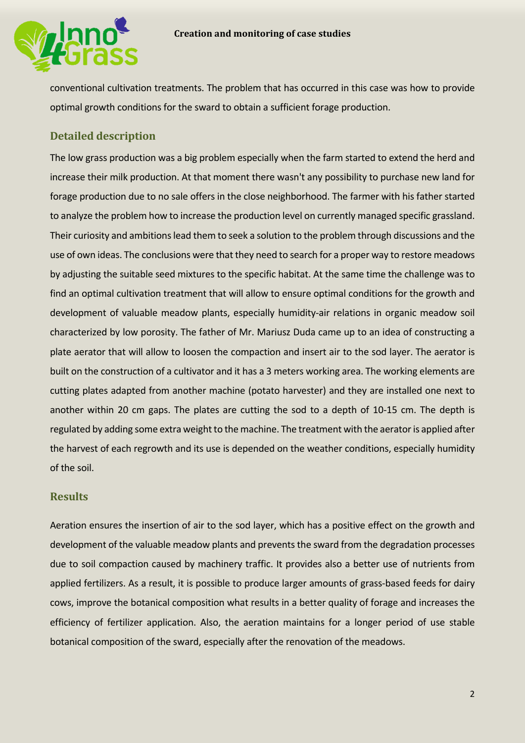conventional cultivation treatments. The problem that has occurred in this case was how to provide optimal growth conditions for the sward to obtain a sufficient forage production.

## Detailed description

The low grass production was a big problem especially when the farm started to extend the herd and increase their milk production. At that moment there wasn't any possibility to purchase new land for forage production due to no sale offers in the close neighborhood. The farmer with his father started to analyze the problem how to increase the production level on currently managed specific grassland. Their curiosity and ambitions lead them to seek a solution to the problem through discussions and the use of own ideas. The conclusions were that they need to search for a proper way to restore meadows by adjusting the suitable seed mixtures to the specific habitat. At the same time the challenge was to find an optimal cultivation treatment that will allow to ensure optimal conditions for the growth and development of valuable meadow plants, especially humidity-air relations in organic meadow soil characterized by low porosity. The father of Mr. Mariusz Duda came up to an idea of constructing a plate aerator that will allow to loosen the compaction and insert air to the sod layer. The aerator is built on the construction of a cultivator and it has a 3 meters working area. The working elements are cutting plates adapted from another machine (potato harvester) and they are installed one next to another within 20 cm gaps. The plates are cutting the sod to a depth of 10-15 cm. The depth is regulated by adding some extra weight to the machine. The treatment with the aerator is applied after the harvest of each regrowth and its use is depended on the weather conditions, especially humidity of the soil.

## Results

Aeration ensures the insertion of air to the sod layer, which has a positive effect on the growth and development of the valuable meadow plants and prevents the sward from the degradation processes due to soil compaction caused by machinery traffic. It provides also a better use of nutrients from applied fertilizers. As a result, it is possible to produce larger amounts of grass-based feeds for dairy cows, improve the botanical composition what results in a better quality of forage and increases the efficiency of fertilizer application. Also, the aeration maintains for a longer period of use stable botanical composition of the sward, especially after the renovation of the meadows.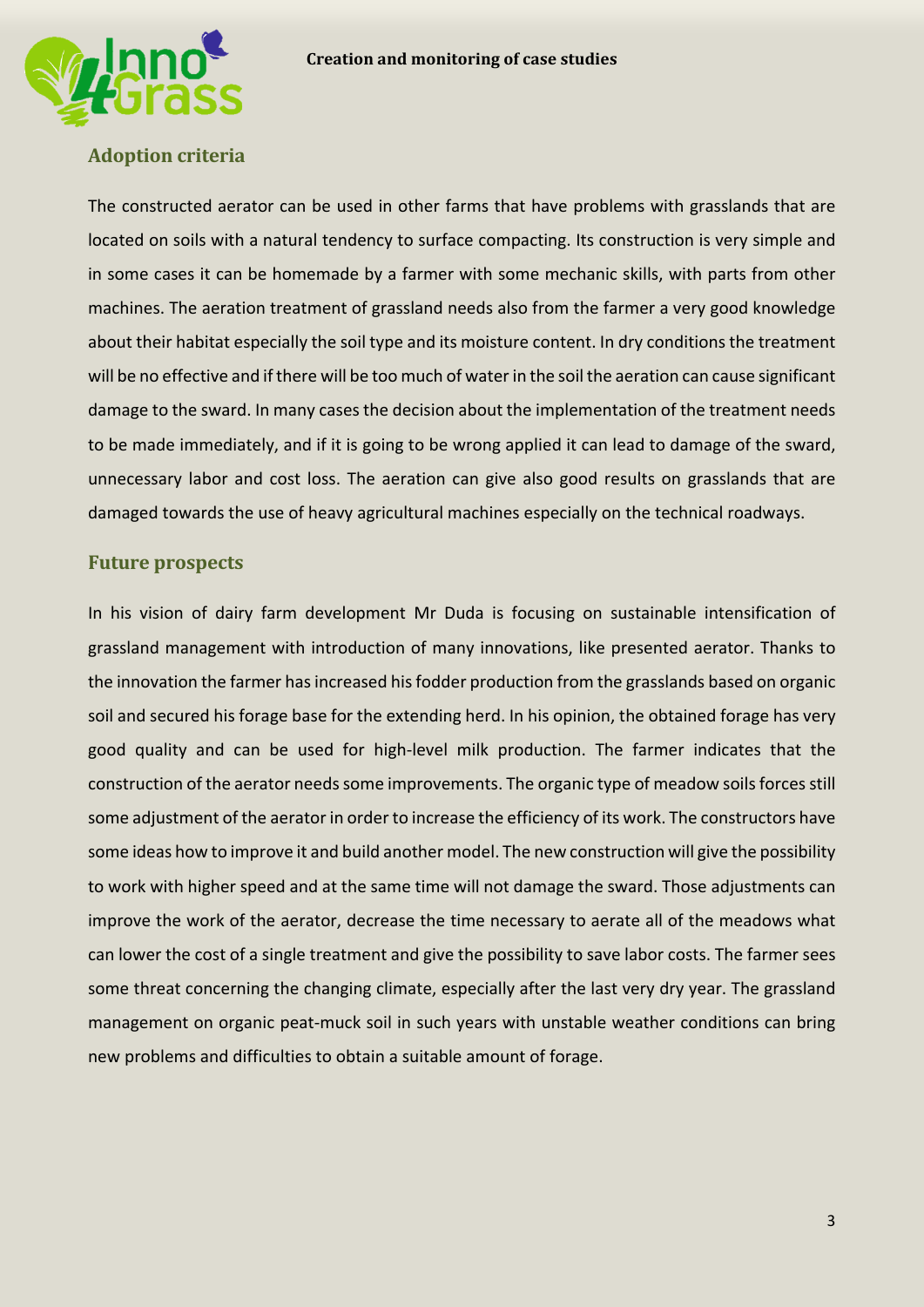## Adoption criteria

The constructed aerator can be used in other farms that have problems with grasslands that are located on soils with a natural tendency to surface compacting. Its construction is very simple and in some cases it can be homemade by a farmer with some mechanic skills, with parts from other machines. The aeration treatment of grassland needs also from the farmer a very good knowledge about their habitat especially the soil type and its moisture content. In dry conditions the treatment will be no effective and if there will be too much of water in the soil the aeration can cause significant damage to the sward. In many cases the decision about the implementation of the treatment needs to be made immediately, and if it is going to be wrong applied it can lead to damage of the sward, unnecessary labor and cost loss. The aeration can give also good results on grasslands that are damaged towards the use of heavy agricultural machines especially on the technical roadways.

## Future prospects

In his vision of dairy farm development Mr Duda is focusing on sustainable intensification of grassland management with introduction of many innovations, like presented aerator. Thanks to the innovation the farmer has increased his fodder production from the grasslands based on organic soil and secured his forage base for the extending herd. In his opinion, the obtained forage has very good quality and can be used for high-level milk production. The farmer indicates that the construction of the aerator needs some improvements. The organic type of meadow soils forces still some adjustment of the aerator in order to increase the efficiency of its work. The constructors have some ideas how to improve it and build another model. The new construction will give the possibility to work with higher speed and at the same time will not damage the sward. Those adjustments can improve the work of the aerator, decrease the time necessary to aerate all of the meadows what can lower the cost of a single treatment and give the possibility to save labor costs. The farmer sees some threat concerning the changing climate, especially after the last very dry year. The grassland management on organic peat-muck soil in such years with unstable weather conditions can bring new problems and difficulties to obtain a suitable amount of forage.